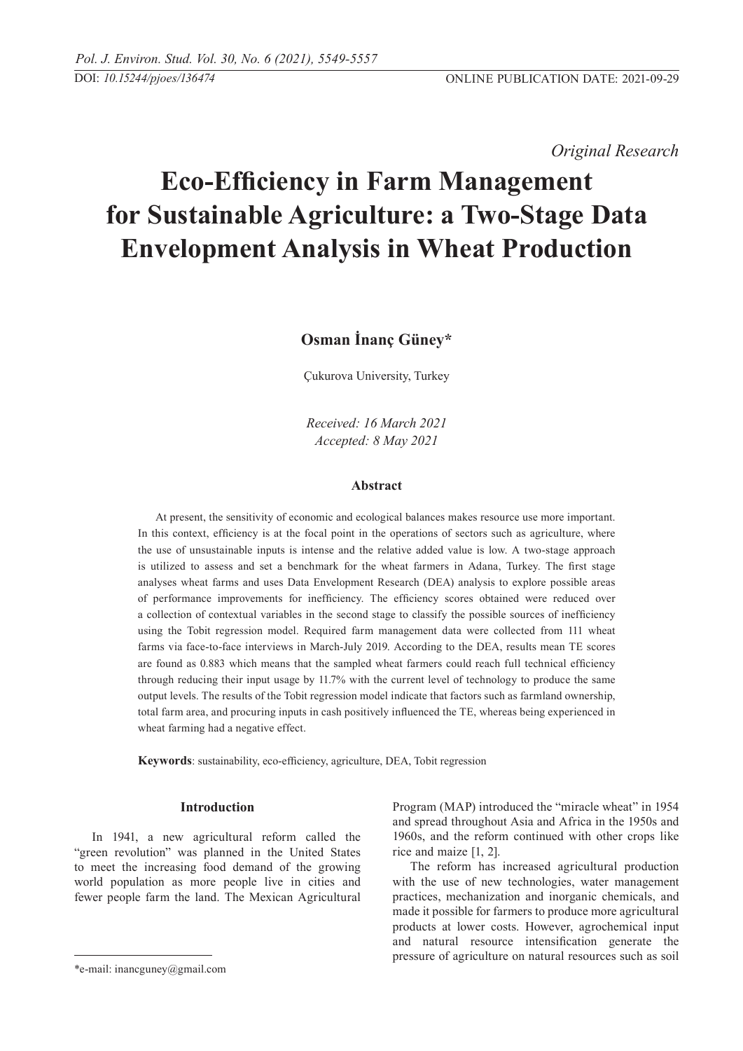*Original Research*

# Eco-Efficiency in Farm Management for Sustainable Agriculture: a Two-Stage Data Envelopment Analysis in Wheat Production

**Osman İnanç Güney***

Çukurova University, Turkey

*Received: 16 March 2021*
*Accepted: 8 May 2021*

### Abstract

At present, the sensitivity of economic and ecological balances makes resource use more important. In this context, efficiency is at the focal point in the operations of sectors such as agriculture, where the use of unsustainable inputs is intense and the relative added value is low. A two-stage approach is utilized to assess and set a benchmark for the wheat farmers in Adana, Turkey. The first stage analyses wheat farms and uses Data Envelopment Research (DEA) analysis to explore possible areas of performance improvements for inefficiency. The efficiency scores obtained were reduced over a collection of contextual variables in the second stage to classify the possible sources of inefficiency using the Tobit regression model. Required farm management data were collected from 111 wheat farms via face-to-face interviews in March-July 2019. According to the DEA, results mean TE scores are found as 0.883 which means that the sampled wheat farmers could reach full technical efficiency through reducing their input usage by 11.7% with the current level of technology to produce the same output levels. The results of the Tobit regression model indicate that factors such as farmland ownership, total farm area, and procuring inputs in cash positively influenced the TE, whereas being experienced in wheat farming had a negative effect.

**Keywords**: sustainability, eco-efficiency, agriculture, DEA, Tobit regression

## Introduction

In 1941, a new agricultural reform called the "green revolution" was planned in the United States to meet the increasing food demand of the growing world population as more people live in cities and fewer people farm the land. The Mexican Agricultural Program (MAP) introduced the "miracle wheat" in 1954 and spread throughout Asia and Africa in the 1950s and 1960s, and the reform continued with other crops like rice and maize [1, 2].

The reform has increased agricultural production with the use of new technologies, water management practices, mechanization and inorganic chemicals, and made it possible for farmers to produce more agricultural products at lower costs. However, agrochemical input and natural resource intensification generate the pressure of agriculture on natural resources such as soil

*e-mail: inancguney@gmail.com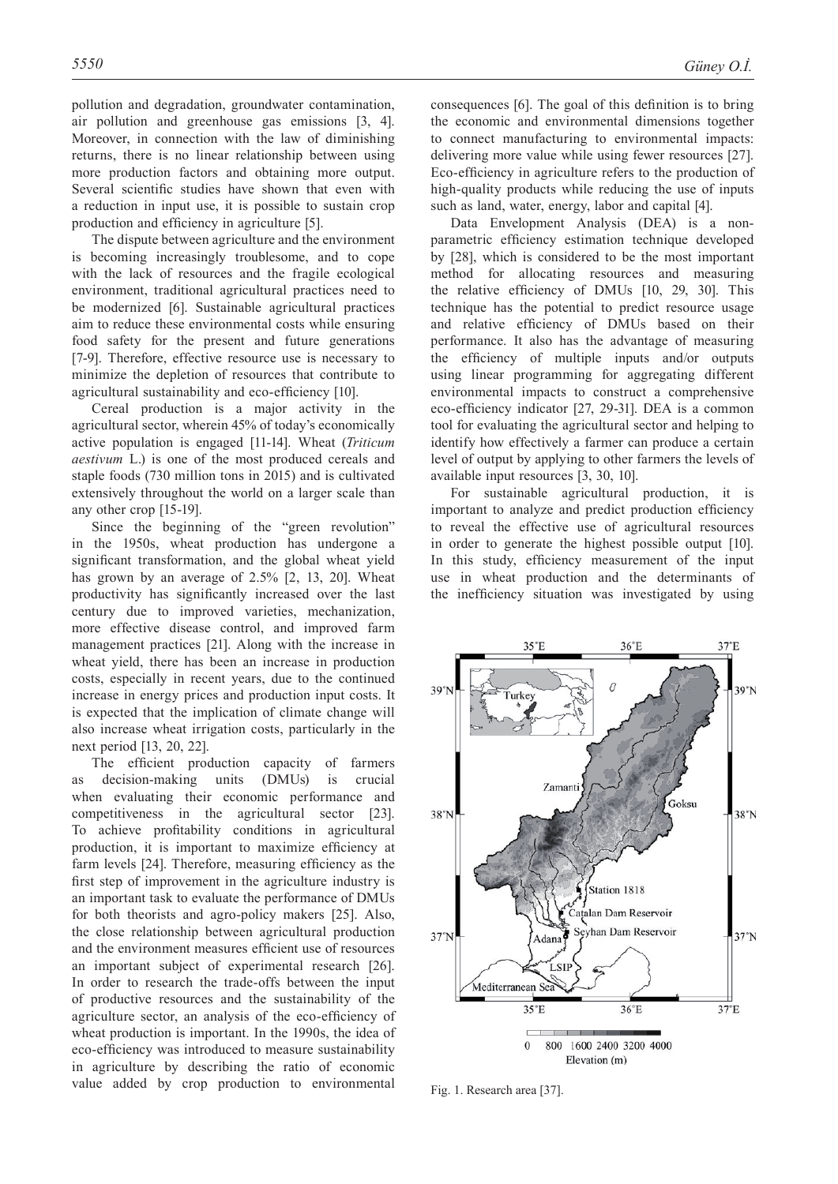pollution and degradation, groundwater contamination, air pollution and greenhouse gas emissions [3, 4]. Moreover, in connection with the law of diminishing returns, there is no linear relationship between using more production factors and obtaining more output. Several scientific studies have shown that even with a reduction in input use, it is possible to sustain crop production and efficiency in agriculture [5].

The dispute between agriculture and the environment is becoming increasingly troublesome, and to cope with the lack of resources and the fragile ecological environment, traditional agricultural practices need to be modernized [6]. Sustainable agricultural practices aim to reduce these environmental costs while ensuring food safety for the present and future generations [7-9]. Therefore, effective resource use is necessary to minimize the depletion of resources that contribute to agricultural sustainability and eco-efficiency [10].

Cereal production is a major activity in the agricultural sector, wherein 45% of today's economically active population is engaged [11-14]. Wheat (*Triticum aestivum* L.) is one of the most produced cereals and staple foods (730 million tons in 2015) and is cultivated extensively throughout the world on a larger scale than any other crop [15-19].

Since the beginning of the "green revolution" in the 1950s, wheat production has undergone a significant transformation, and the global wheat yield has grown by an average of 2.5% [2, 13, 20]. Wheat productivity has significantly increased over the last century due to improved varieties, mechanization, more effective disease control, and improved farm management practices [21]. Along with the increase in wheat yield, there has been an increase in production costs, especially in recent years, due to the continued increase in energy prices and production input costs. It is expected that the implication of climate change will also increase wheat irrigation costs, particularly in the next period [13, 20, 22].

The efficient production capacity of farmers as decision-making units (DMUs) is crucial when evaluating their economic performance and competitiveness in the agricultural sector [23]. To achieve profitability conditions in agricultural production, it is important to maximize efficiency at farm levels [24]. Therefore, measuring efficiency as the first step of improvement in the agriculture industry is an important task to evaluate the performance of DMUs for both theorists and agro-policy makers [25]. Also, the close relationship between agricultural production and the environment measures efficient use of resources an important subject of experimental research [26]. In order to research the trade-offs between the input of productive resources and the sustainability of the agriculture sector, an analysis of the eco-efficiency of wheat production is important. In the 1990s, the idea of eco-efficiency was introduced to measure sustainability in agriculture by describing the ratio of economic value added by crop production to environmental consequences [6]. The goal of this definition is to bring the economic and environmental dimensions together to connect manufacturing to environmental impacts: delivering more value while using fewer resources [27]. Eco-efficiency in agriculture refers to the production of high-quality products while reducing the use of inputs such as land, water, energy, labor and capital [4].

Data Envelopment Analysis (DEA) is a non-parametric efficiency estimation technique developed by [28], which is considered to be the most important method for allocating resources and measuring the relative efficiency of DMUs [10, 29, 30]. This technique has the potential to predict resource usage and relative efficiency of DMUs based on their performance. It also has the advantage of measuring the efficiency of multiple inputs and/or outputs using linear programming for aggregating different environmental impacts to construct a comprehensive eco-efficiency indicator [27, 29-31]. DEA is a common tool for evaluating the agricultural sector and helping to identify how effectively a farmer can produce a certain level of output by applying to other farmers the levels of available input resources [3, 30, 10].

For sustainable agricultural production, it is important to analyze and predict production efficiency to reveal the effective use of agricultural resources in order to generate the highest possible output [10]. In this study, efficiency measurement of the input use in wheat production and the determinants of the inefficiency situation was investigated by using

Fig. 1. Research area [37].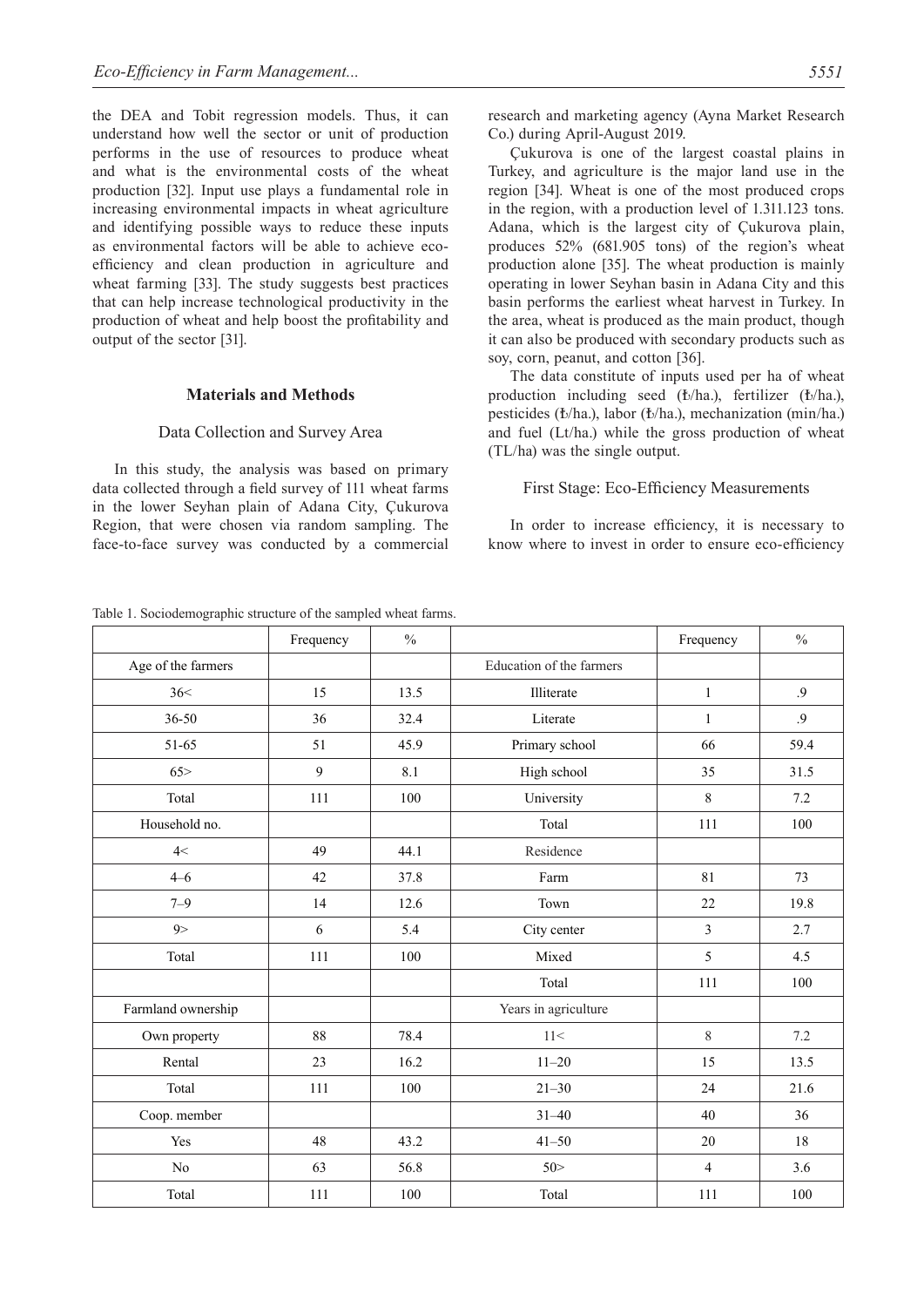the DEA and Tobit regression models. Thus, it can understand how well the sector or unit of production performs in the use of resources to produce wheat and what is the environmental costs of the wheat production [32]. Input use plays a fundamental role in increasing environmental impacts in wheat agriculture and identifying possible ways to reduce these inputs as environmental factors will be able to achieve eco-efficiency and clean production in agriculture and wheat farming [33]. The study suggests best practices that can help increase technological productivity in the production of wheat and help boost the profitability and output of the sector [31].

## Materials and Methods

### Data Collection and Survey Area

In this study, the analysis was based on primary data collected through a field survey of 111 wheat farms in the lower Seyhan plain of Adana City, Çukurova Region, that were chosen via random sampling. The face-to-face survey was conducted by a commercial research and marketing agency (Ayna Market Research Co.) during April-August 2019.

Çukurova is one of the largest coastal plains in Turkey, and agriculture is the major land use in the region [34]. Wheat is one of the most produced crops in the region, with a production level of 1.311.123 tons. Adana, which is the largest city of Çukurova plain, produces 52% (681.905 tons) of the region's wheat production alone [35]. The wheat production is mainly operating in lower Seyhan basin in Adana City and this basin performs the earliest wheat harvest in Turkey. In the area, wheat is produced as the main product, though it can also be produced with secondary products such as soy, corn, peanut, and cotton [36].

The data constitute of inputs used per ha of wheat production including seed (₺/ha.), fertilizer (₺/ha.), pesticides (₺/ha.), labor (₺/ha.), mechanization (min/ha.) and fuel (Lt/ha.) while the gross production of wheat (TL/ha) was the single output.

### First Stage: Eco-Efficiency Measurements

In order to increase efficiency, it is necessary to know where to invest in order to ensure eco-efficiency

Table 1. Sociodemographic structure of the sampled wheat farms.

| | Frequency | % | | Frequency | % |
|---|---|---|---|---|---|
| Age of the farmers | | | Education of the farmers | | |
| 36< | 15 | 13.5 | Illiterate | 1 | .9 |
| 36-50 | 36 | 32.4 | Literate | 1 | .9 |
| 51-65 | 51 | 45.9 | Primary school | 66 | 59.4 |
| 65> | 9 | 8.1 | High school | 35 | 31.5 |
| Total | 111 | 100 | University | 8 | 7.2 |
| Household no. | | | Total | 111 | 100 |
| 4< | 49 | 44.1 | Residence | | |
| 4–6 | 42 | 37.8 | Farm | 81 | 73 |
| 7–9 | 14 | 12.6 | Town | 22 | 19.8 |
| 9> | 6 | 5.4 | City center | 3 | 2.7 |
| Total | 111 | 100 | Mixed | 5 | 4.5 |
| | | | Total | 111 | 100 |
| Farmland ownership | | | Years in agriculture | | |
| Own property | 88 | 78.4 | 11< | 8 | 7.2 |
| Rental | 23 | 16.2 | 11–20 | 15 | 13.5 |
| Total | 111 | 100 | 21–30 | 24 | 21.6 |
| Coop. member | | | 31–40 | 40 | 36 |
| Yes | 48 | 43.2 | 41–50 | 20 | 18 |
| No | 63 | 56.8 | 50> | 4 | 3.6 |
| Total | 111 | 100 | Total | 111 | 100 |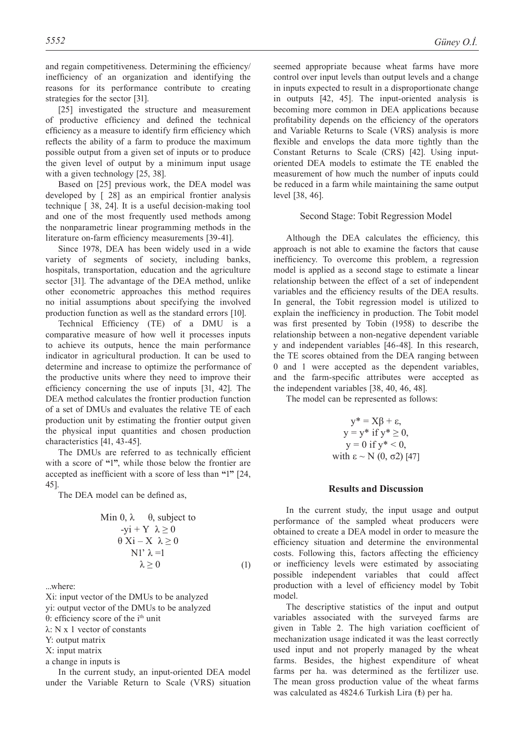and regain competitiveness. Determining the efficiency/inefficiency of an organization and identifying the reasons for its performance contribute to creating strategies for the sector [31].

[25] investigated the structure and measurement of productive efficiency and defined the technical efficiency as a measure to identify firm efficiency which reflects the ability of a farm to produce the maximum possible output from a given set of inputs or to produce the given level of output by a minimum input usage with a given technology [25, 38].

Based on [25] previous work, the DEA model was developed by [ 28] as an empirical frontier analysis technique [ 38, 24]. It is a useful decision-making tool and one of the most frequently used methods among the nonparametric linear programming methods in the literature on-farm efficiency measurements [39-41].

Since 1978, DEA has been widely used in a wide variety of segments of society, including banks, hospitals, transportation, education and the agriculture sector [31]. The advantage of the DEA method, unlike other econometric approaches this method requires no initial assumptions about specifying the involved production function as well as the standard errors [10].

Technical Efficiency (TE) of a DMU is a comparative measure of how well it processes inputs to achieve its outputs, hence the main performance indicator in agricultural production. It can be used to determine and increase to optimize the performance of the productive units where they need to improve their efficiency concerning the use of inputs [31, 42]. The DEA method calculates the frontier production function of a set of DMUs and evaluates the relative TE of each production unit by estimating the frontier output given the physical input quantities and chosen production characteristics [41, 43-45].

The DMUs are referred to as technically efficient with a score of **"**1**"**, while those below the frontier are accepted as inefficient with a score of less than **"**1**"** [24, 45].

The DEA model can be defined as,

$$\begin{gathered}\text{Min } 0, \lambda \quad \theta, \text{ subject to} \\ -y_i + Y\ \lambda \geq 0 \\ \theta\ X_i - X\ \lambda \geq 0 \\ N1'\ \lambda = 1 \\ \lambda \geq 0 \end{gathered} \tag{1}$$

...where:

$X_i$: input vector of the DMUs to be analyzed
$y_i$: output vector of the DMUs to be analyzed
$\theta$: efficiency score of the $i^{th}$ unit
$\lambda$: N x 1 vector of constants
Y: output matrix
X: input matrix
a change in inputs is

In the current study, an input-oriented DEA model under the Variable Return to Scale (VRS) situation seemed appropriate because wheat farms have more control over input levels than output levels and a change in inputs expected to result in a disproportionate change in outputs [42, 45]. The input-oriented analysis is becoming more common in DEA applications because profitability depends on the efficiency of the operators and Variable Returns to Scale (VRS) analysis is more flexible and envelops the data more tightly than the Constant Returns to Scale (CRS) [42]. Using input-oriented DEA models to estimate the TE enabled the measurement of how much the number of inputs could be reduced in a farm while maintaining the same output level [38, 46].

### Second Stage: Tobit Regression Model

Although the DEA calculates the efficiency, this approach is not able to examine the factors that cause inefficiency. To overcome this problem, a regression model is applied as a second stage to estimate a linear relationship between the effect of a set of independent variables and the efficiency results of the DEA results. In general, the Tobit regression model is utilized to explain the inefficiency in production. The Tobit model was first presented by Tobin (1958) to describe the relationship between a non-negative dependent variable y and independent variables [46-48]. In this research, the TE scores obtained from the DEA ranging between 0 and 1 were accepted as the dependent variables, and the farm-specific attributes were accepted as the independent variables [38, 40, 46, 48].

The model can be represented as follows:

$$\begin{gathered} y^* = X\beta + \varepsilon, \\ y = y^* \text{ if } y^* \geq 0, \\ y = 0 \text{ if } y^* < 0, \\ \text{with } \varepsilon \sim N(0, \sigma 2) \end{gathered}$$
[47]

## Results and Discussion

In the current study, the input usage and output performance of the sampled wheat producers were obtained to create a DEA model in order to measure the efficiency situation and determine the environmental costs. Following this, factors affecting the efficiency or inefficiency levels were estimated by associating possible independent variables that could affect production with a level of efficiency model by Tobit model.

The descriptive statistics of the input and output variables associated with the surveyed farms are given in Table 2. The high variation coefficient of mechanization usage indicated it was the least correctly used input and not properly managed by the wheat farms. Besides, the highest expenditure of wheat farms per ha. was determined as the fertilizer use. The mean gross production value of the wheat farms was calculated as 4824.6 Turkish Lira (₺) per ha.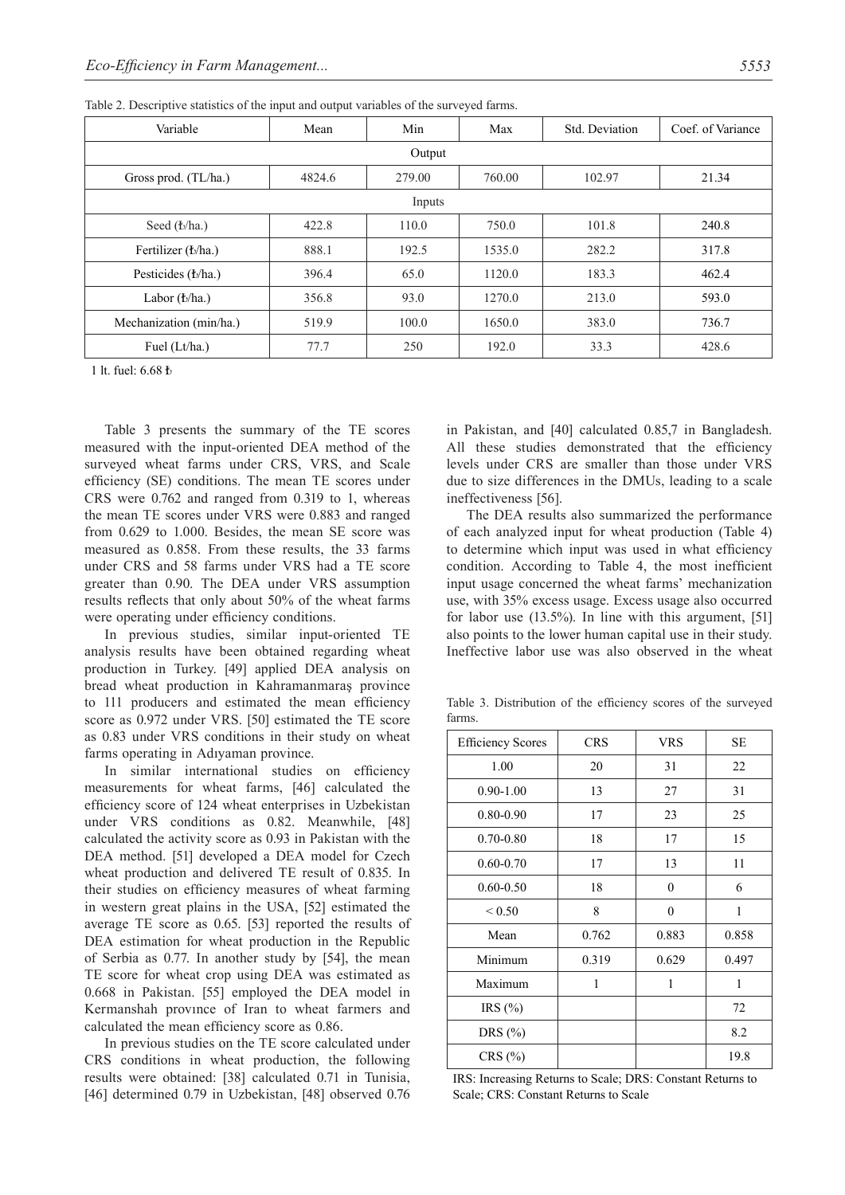Table 2. Descriptive statistics of the input and output variables of the surveyed farms.

| Variable | Mean | Min | Max | Std. Deviation | Coef. of Variance |
|---|---|---|---|---|---|
| Output | | | | | |
| Gross prod. (TL/ha.) | 4824.6 | 279.00 | 760.00 | 102.97 | 21.34 |
| Inputs | | | | | |
| Seed (₺/ha.) | 422.8 | 110.0 | 750.0 | 101.8 | 240.8 |
| Fertilizer (₺/ha.) | 888.1 | 192.5 | 1535.0 | 282.2 | 317.8 |
| Pesticides (₺/ha.) | 396.4 | 65.0 | 1120.0 | 183.3 | 462.4 |
| Labor (₺/ha.) | 356.8 | 93.0 | 1270.0 | 213.0 | 593.0 |
| Mechanization (min/ha.) | 519.9 | 100.0 | 1650.0 | 383.0 | 736.7 |
| Fuel (Lt/ha.) | 77.7 | 250 | 192.0 | 33.3 | 428.6 |

1 lt. fuel: 6.68 ₺

Table 3 presents the summary of the TE scores measured with the input-oriented DEA method of the surveyed wheat farms under CRS, VRS, and Scale efficiency (SE) conditions. The mean TE scores under CRS were 0.762 and ranged from 0.319 to 1, whereas the mean TE scores under VRS were 0.883 and ranged from 0.629 to 1.000. Besides, the mean SE score was measured as 0.858. From these results, the 33 farms under CRS and 58 farms under VRS had a TE score greater than 0.90. The DEA under VRS assumption results reflects that only about 50% of the wheat farms were operating under efficiency conditions.

In previous studies, similar input-oriented TE analysis results have been obtained regarding wheat production in Turkey. [49] applied DEA analysis on bread wheat production in Kahramanmaraş province to 111 producers and estimated the mean efficiency score as 0.972 under VRS. [50] estimated the TE score as 0.83 under VRS conditions in their study on wheat farms operating in Adıyaman province.

In similar international studies on efficiency measurements for wheat farms, [46] calculated the efficiency score of 124 wheat enterprises in Uzbekistan under VRS conditions as 0.82. Meanwhile, [48] calculated the activity score as 0.93 in Pakistan with the DEA method. [51] developed a DEA model for Czech wheat production and delivered TE result of 0.835. In their studies on efficiency measures of wheat farming in western great plains in the USA, [52] estimated the average TE score as 0.65. [53] reported the results of DEA estimation for wheat production in the Republic of Serbia as 0.77. In another study by [54], the mean TE score for wheat crop using DEA was estimated as 0.668 in Pakistan. [55] employed the DEA model in Kermanshah provınce of Iran to wheat farmers and calculated the mean efficiency score as 0.86.

In previous studies on the TE score calculated under CRS conditions in wheat production, the following results were obtained: [38] calculated 0.71 in Tunisia, [46] determined 0.79 in Uzbekistan, [48] observed 0.76 in Pakistan, and [40] calculated 0.85,7 in Bangladesh. All these studies demonstrated that the efficiency levels under CRS are smaller than those under VRS due to size differences in the DMUs, leading to a scale ineffectiveness [56].

The DEA results also summarized the performance of each analyzed input for wheat production (Table 4) to determine which input was used in what efficiency condition. According to Table 4, the most inefficient input usage concerned the wheat farms' mechanization use, with 35% excess usage. Excess usage also occurred for labor use (13.5%). In line with this argument, [51] also points to the lower human capital use in their study. Ineffective labor use was also observed in the wheat

Table 3. Distribution of the efficiency scores of the surveyed farms.

| Efficiency Scores | CRS | VRS | SE |
|---|---|---|---|
| 1.00 | 20 | 31 | 22 |
| 0.90-1.00 | 13 | 27 | 31 |
| 0.80-0.90 | 17 | 23 | 25 |
| 0.70-0.80 | 18 | 17 | 15 |
| 0.60-0.70 | 17 | 13 | 11 |
| 0.60-0.50 | 18 | 0 | 6 |
| < 0.50 | 8 | 0 | 1 |
| Mean | 0.762 | 0.883 | 0.858 |
| Minimum | 0.319 | 0.629 | 0.497 |
| Maximum | 1 | 1 | 1 |
| IRS (%) | | | 72 |
| DRS (%) | | | 8.2 |
| CRS (%) | | | 19.8 |

IRS: Increasing Returns to Scale; DRS: Constant Returns to Scale; CRS: Constant Returns to Scale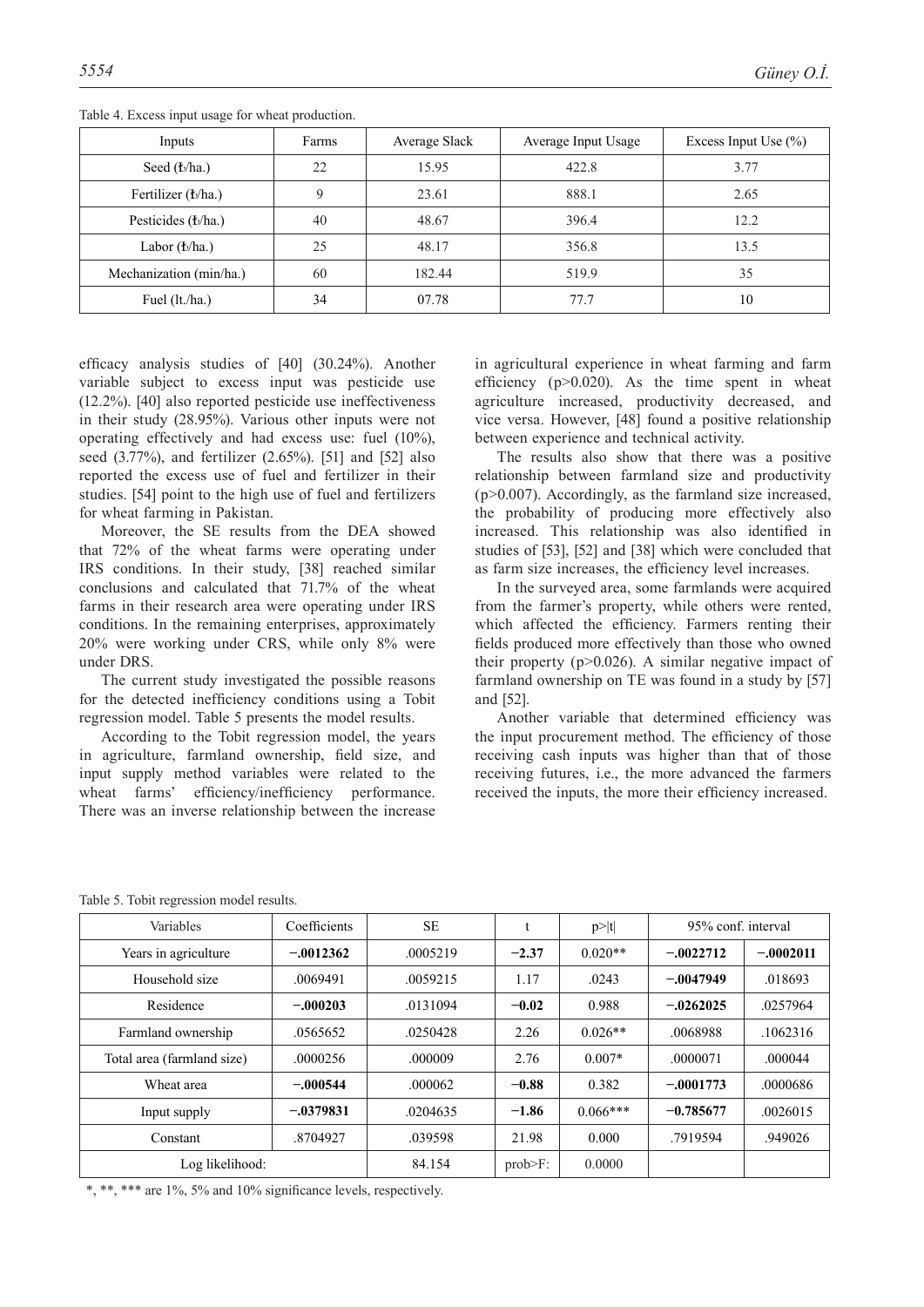Table 4. Excess input usage for wheat production.

| Inputs | Farms | Average Slack | Average Input Usage | Excess Input Use (%) |
|---|---|---|---|---|
| Seed (₺/ha.) | 22 | 15.95 | 422.8 | 3.77 |
| Fertilizer (₺/ha.) | 9 | 23.61 | 888.1 | 2.65 |
| Pesticides (₺/ha.) | 40 | 48.67 | 396.4 | 12.2 |
| Labor (₺/ha.) | 25 | 48.17 | 356.8 | 13.5 |
| Mechanization (min/ha.) | 60 | 182.44 | 519.9 | 35 |
| Fuel (lt./ha.) | 34 | 07.78 | 77.7 | 10 |

efficacy analysis studies of [40] (30.24%). Another variable subject to excess input was pesticide use (12.2%). [40] also reported pesticide use ineffectiveness in their study (28.95%). Various other inputs were not operating effectively and had excess use: fuel (10%), seed (3.77%), and fertilizer (2.65%). [51] and [52] also reported the excess use of fuel and fertilizer in their studies. [54] point to the high use of fuel and fertilizers for wheat farming in Pakistan.

Moreover, the SE results from the DEA showed that 72% of the wheat farms were operating under IRS conditions. In their study, [38] reached similar conclusions and calculated that 71.7% of the wheat farms in their research area were operating under IRS conditions. In the remaining enterprises, approximately 20% were working under CRS, while only 8% were under DRS.

The current study investigated the possible reasons for the detected inefficiency conditions using a Tobit regression model. Table 5 presents the model results.

According to the Tobit regression model, the years in agriculture, farmland ownership, field size, and input supply method variables were related to the wheat farms' efficiency/inefficiency performance. There was an inverse relationship between the increase in agricultural experience in wheat farming and farm efficiency (p>0.020). As the time spent in wheat agriculture increased, productivity decreased, and vice versa. However, [48] found a positive relationship between experience and technical activity.

The results also show that there was a positive relationship between farmland size and productivity (p>0.007). Accordingly, as the farmland size increased, the probability of producing more effectively also increased. This relationship was also identified in studies of [53], [52] and [38] which were concluded that as farm size increases, the efficiency level increases.

In the surveyed area, some farmlands were acquired from the farmer's property, while others were rented, which affected the efficiency. Farmers renting their fields produced more effectively than those who owned their property (p>0.026). A similar negative impact of farmland ownership on TE was found in a study by [57] and [52].

Another variable that determined efficiency was the input procurement method. The efficiency of those receiving cash inputs was higher than that of those receiving futures, i.e., the more advanced the farmers received the inputs, the more their efficiency increased.

Table 5. Tobit regression model results.

| Variables | Coefficients | SE | t | p>\|t\| | 95% conf. interval | |
|---|---|---|---|---|---|---|
| Years in agriculture | **−.0012362** | .0005219 | **−2.37** | 0.020** | **−.0022712** | **−.0002011** |
| Household size | .0069491 | .0059215 | 1.17 | .0243 | **−.0047949** | .018693 |
| Residence | **−.000203** | .0131094 | **−0.02** | 0.988 | **−.0262025** | .0257964 |
| Farmland ownership | .0565652 | .0250428 | 2.26 | 0.026** | .0068988 | .1062316 |
| Total area (farmland size) | .0000256 | .000009 | 2.76 | 0.007* | .0000071 | .000044 |
| Wheat area | **−.000544** | .000062 | **−0.88** | 0.382 | **−.0001773** | .0000686 |
| Input supply | **−.0379831** | .0204635 | **−1.86** | 0.066*** | **−0.785677** | .0026015 |
| Constant | .8704927 | .039598 | 21.98 | 0.000 | .7919594 | .949026 |
| Log likelihood: | | 84.154 | prob>F: | 0.0000 | | |

*, **, *** are 1%, 5% and 10% significance levels, respectively.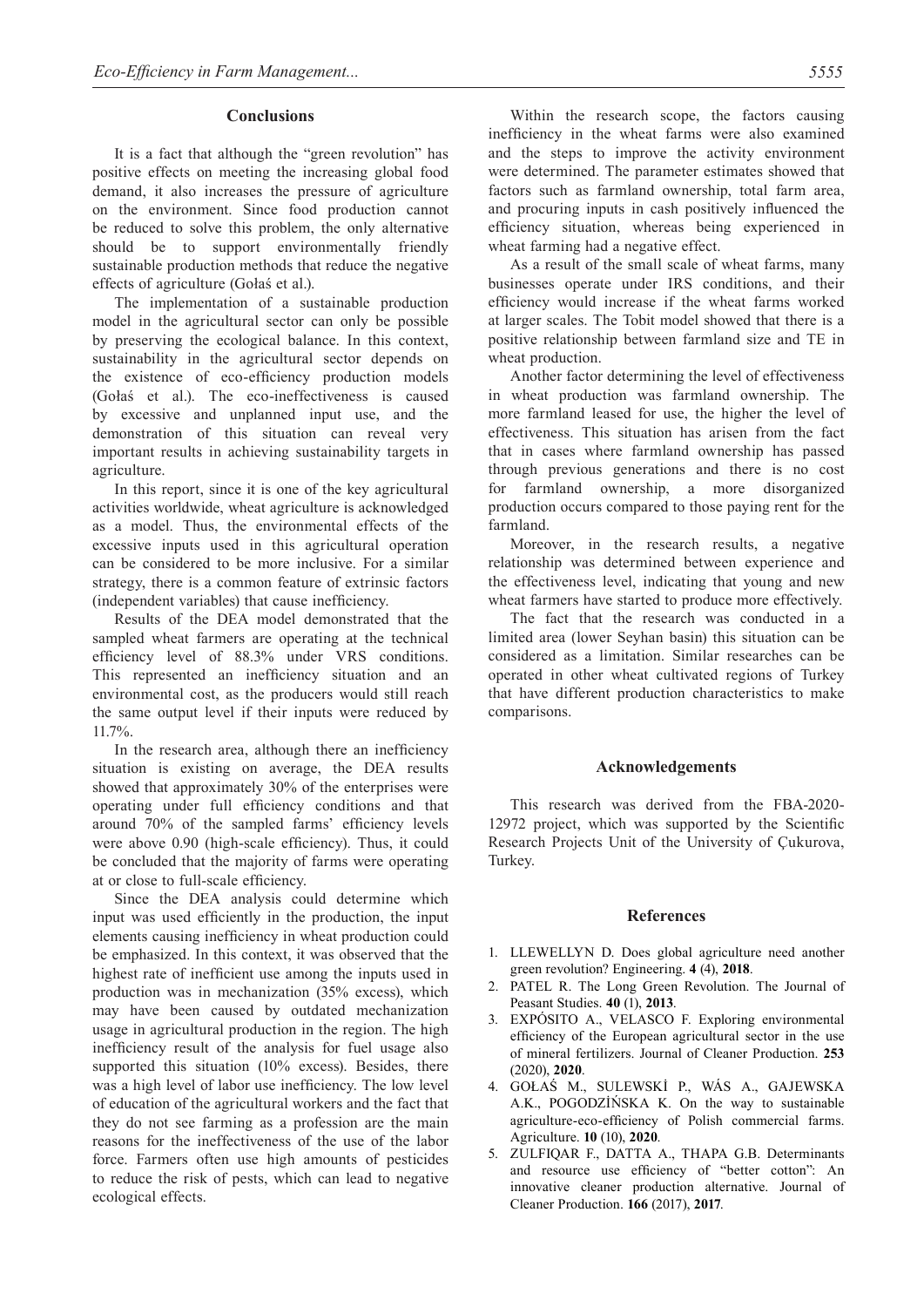## Conclusions

It is a fact that although the "green revolution" has positive effects on meeting the increasing global food demand, it also increases the pressure of agriculture on the environment. Since food production cannot be reduced to solve this problem, the only alternative should be to support environmentally friendly sustainable production methods that reduce the negative effects of agriculture (Gołaś et al.).

The implementation of a sustainable production model in the agricultural sector can only be possible by preserving the ecological balance. In this context, sustainability in the agricultural sector depends on the existence of eco-efficiency production models (Gołaś et al.). The eco-ineffectiveness is caused by excessive and unplanned input use, and the demonstration of this situation can reveal very important results in achieving sustainability targets in agriculture.

In this report, since it is one of the key agricultural activities worldwide, wheat agriculture is acknowledged as a model. Thus, the environmental effects of the excessive inputs used in this agricultural operation can be considered to be more inclusive. For a similar strategy, there is a common feature of extrinsic factors (independent variables) that cause inefficiency.

Results of the DEA model demonstrated that the sampled wheat farmers are operating at the technical efficiency level of 88.3% under VRS conditions. This represented an inefficiency situation and an environmental cost, as the producers would still reach the same output level if their inputs were reduced by 11.7%.

In the research area, although there an inefficiency situation is existing on average, the DEA results showed that approximately 30% of the enterprises were operating under full efficiency conditions and that around 70% of the sampled farms' efficiency levels were above 0.90 (high-scale efficiency). Thus, it could be concluded that the majority of farms were operating at or close to full-scale efficiency.

Since the DEA analysis could determine which input was used efficiently in the production, the input elements causing inefficiency in wheat production could be emphasized. In this context, it was observed that the highest rate of inefficient use among the inputs used in production was in mechanization (35% excess), which may have been caused by outdated mechanization usage in agricultural production in the region. The high inefficiency result of the analysis for fuel usage also supported this situation (10% excess). Besides, there was a high level of labor use inefficiency. The low level of education of the agricultural workers and the fact that they do not see farming as a profession are the main reasons for the ineffectiveness of the use of the labor force. Farmers often use high amounts of pesticides to reduce the risk of pests, which can lead to negative ecological effects.

Within the research scope, the factors causing inefficiency in the wheat farms were also examined and the steps to improve the activity environment were determined. The parameter estimates showed that factors such as farmland ownership, total farm area, and procuring inputs in cash positively influenced the efficiency situation, whereas being experienced in wheat farming had a negative effect.

As a result of the small scale of wheat farms, many businesses operate under IRS conditions, and their efficiency would increase if the wheat farms worked at larger scales. The Tobit model showed that there is a positive relationship between farmland size and TE in wheat production.

Another factor determining the level of effectiveness in wheat production was farmland ownership. The more farmland leased for use, the higher the level of effectiveness. This situation has arisen from the fact that in cases where farmland ownership has passed through previous generations and there is no cost for farmland ownership, a more disorganized production occurs compared to those paying rent for the farmland.

Moreover, in the research results, a negative relationship was determined between experience and the effectiveness level, indicating that young and new wheat farmers have started to produce more effectively.

The fact that the research was conducted in a limited area (lower Seyhan basin) this situation can be considered as a limitation. Similar researches can be operated in other wheat cultivated regions of Turkey that have different production characteristics to make comparisons.

## Acknowledgements

This research was derived from the FBA-2020-12972 project, which was supported by the Scientific Research Projects Unit of the University of Çukurova, Turkey.

## References

1. LLEWELLYN D. Does global agriculture need another green revolution? Engineering. **4** (4), **2018**.
2. PATEL R. The Long Green Revolution. The Journal of Peasant Studies. **40** (1), **2013**.
3. EXPÓSITO A., VELASCO F. Exploring environmental efficiency of the European agricultural sector in the use of mineral fertilizers. Journal of Cleaner Production. **253** (2020), **2020**.
4. GOŁAŚ M., SULEWSKİ P., WÁS A., GAJEWSKA A.K., POGODZİŃSKA K. On the way to sustainable agriculture-eco-efficiency of Polish commercial farms. Agriculture. **10** (10), **2020**.
5. ZULFIQAR F., DATTA A., THAPA G.B. Determinants and resource use efficiency of "better cotton": An innovative cleaner production alternative. Journal of Cleaner Production. **166** (2017), **2017**.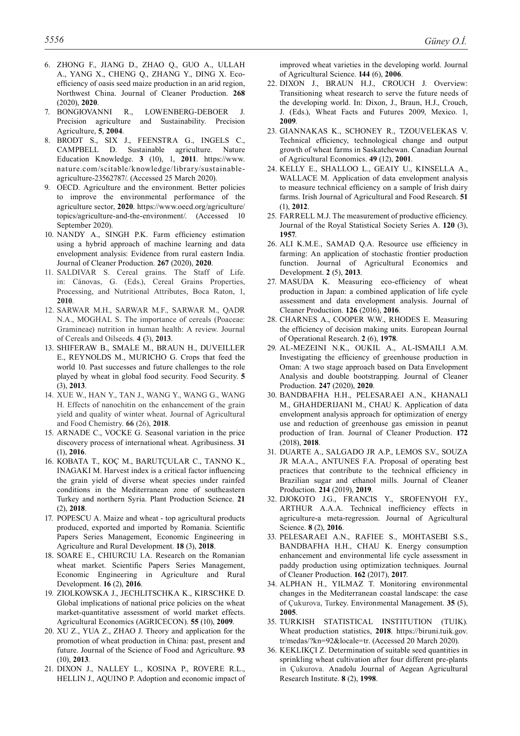6. ZHONG F., JIANG D., ZHAO Q., GUO A., ULLAH A., YANG X., CHENG Q., ZHANG Y., DING X. Eco-efficiency of oasis seed maize production in an arid region, Northwest China. Journal of Cleaner Production. **268** (2020), **2020**.
7. BONGIOVANNI R., LOWENBERG-DEBOER J. Precision agriculture and Sustainability. Precision Agriculture, **5**, **2004**.
8. BRODT S., SIX J., FEENSTRA G., INGELS C., CAMPBELL D. Sustainable agriculture. Nature Education Knowledge. **3** (10), 1, **2011**. https://www.nature.com/scitable/knowledge/library/sustainable-agriculture-23562787/. (Accessed 25 March 2020).
9. OECD. Agriculture and the environment. Better policies to improve the environmental performance of the agriculture sector, **2020**. https://www.oecd.org/agriculture/topics/agriculture-and-the-environment/. (Accessed 10 September 2020).
10. NANDY A., SINGH P.K. Farm efficiency estimation using a hybrid approach of machine learning and data envelopment analysis: Evidence from rural eastern India. Journal of Cleaner Production. **267** (2020), **2020**.
11. SALDIVAR S. Cereal grains. The Staff of Life. in: Cánovas, G. (Eds.), Cereal Grains Properties, Processing, and Nutritional Attributes, Boca Raton, 1, **2010**.
12. SARWAR M.H., SARWAR M.F., SARWAR M., QADR N.A., MOGHAL S. The importance of cereals (Poaceae: Gramineae) nutrition in human health: A review. Journal of Cereals and Oilseeds. **4** (3), **2013**.
13. SHIFERAW B., SMALE M., BRAUN H., DUVEILLER E., REYNOLDS M., MURICHO G. Crops that feed the world 10. Past successes and future challenges to the role played by wheat in global food security. Food Security. **5** (3), **2013**.
14. XUE W., HAN Y., TAN J., WANG Y., WANG G., WANG H. Effects of nanochitin on the enhancement of the grain yield and quality of winter wheat. Journal of Agricultural and Food Chemistry. **66** (26), **2018**.
15. ARNADE C., VOCKE G. Seasonal variation in the price discovery process of international wheat. Agribusiness. **31** (1), **2016**.
16. KOBATA T., KOÇ M., BARUTÇULAR C., TANNO K., INAGAKI M. Harvest index is a critical factor influencing the grain yield of diverse wheat species under rainfed conditions in the Mediterranean zone of southeastern Turkey and northern Syria. Plant Production Science. **21** (2), **2018**.
17. POPESCU A. Maize and wheat - top agricultural products produced, exported and imported by Romania. Scientific Papers Series Management, Economic Engineering in Agriculture and Rural Development. **18** (3), **2018**.
18. SOARE E., CHIURCIU I.A. Research on the Romanian wheat market. Scientific Papers Series Management, Economic Engineering in Agriculture and Rural Development. **16** (2), **2016**.
19. ZIOLKOWSKA J., JECHLITSCHKA K., KIRSCHKE D. Global implications of national price policies on the wheat market-quantitative assessment of world market effects. Agricultural Economics (AGRICECON). **55** (10), **2009**.
20. XU Z., YUA Z., ZHAO J. Theory and application for the promotion of wheat production in China: past, present and future. Journal of the Science of Food and Agriculture. **93** (10), **2013**.
21. DIXON J., NALLEY L., KOSINA P., ROVERE R.L., HELLIN J., AQUINO P. Adoption and economic impact of improved wheat varieties in the developing world. Journal of Agricultural Science. **144** (6), **2006**.
22. DIXON J., BRAUN H.J., CROUCH J. Overview: Transitioning wheat research to serve the future needs of the developing world. In: Dixon, J., Braun, H.J., Crouch, J. (Eds.), Wheat Facts and Futures 2009, Mexico. 1, **2009**.
23. GIANNAKAS K., SCHONEY R., TZOUVELEKAS V. Technical efficiency, technological change and output growth of wheat farms in Saskatchewan. Canadian Journal of Agricultural Economics. **49** (12), **2001**.
24. KELLY E., SHALLOO L., GEAIY U., KINSELLA A., WALLACE M. Application of data envelopment analysis to measure technical efficiency on a sample of Irish dairy farms. Irish Journal of Agricultural and Food Research. **51** (1), **2012**.
25. FARRELL M.J. The measurement of productive efficiency. Journal of the Royal Statistical Society Series A. **120** (3), **1957**.
26. ALI K.M.E., SAMAD Q.A. Resource use efficiency in farming: An application of stochastic frontier production function. Journal of Agricultural Economics and Development. **2** (5), **2013**.
27. MASUDA K. Measuring eco-efficiency of wheat production in Japan: a combined application of life cycle assessment and data envelopment analysis. Journal of Cleaner Production. **126** (2016), **2016**.
28. CHARNES A., COOPER W.W., RHODES E. Measuring the efficiency of decision making units. European Journal of Operational Research. **2** (6), **1978**.
29. AL-MEZEINI N.K., OUKIL A., AL-ISMAILI A.M. Investigating the efficiency of greenhouse production in Oman: A two stage approach based on Data Envelopment Analysis and double bootstrapping. Journal of Cleaner Production. **247** (2020), **2020**.
30. BANDBAFHA H.H., PELESARAEI A.N., KHANALI M., GHAHDERIJANI M., CHAU K. Application of data envelopment analysis approach for optimization of energy use and reduction of greenhouse gas emission in peanut production of Iran. Journal of Cleaner Production. **172** (2018), **2018**.
31. DUARTE A., SALGADO JR A.P., LEMOS S.V., SOUZA JR M.A.A., ANTUNES F.A. Proposal of operating best practices that contribute to the technical efficiency in Brazilian sugar and ethanol mills. Journal of Cleaner Production. **214** (2019), **2019**.
32. DJOKOTO J.G., FRANCIS Y., SROFENYOH F.Y., ARTHUR A.A.A. Technical inefficiency effects in agriculture-a meta-regression. Journal of Agricultural Science. **8** (2), **2016**.
33. PELESARAEI A.N., RAFIEE S., MOHTASEBI S.S., BANDBAFHA H.H., CHAU K. Energy consumption enhancement and environmental life cycle assessment in paddy production using optimization techniques. Journal of Cleaner Production. **162** (2017), **2017**.
34. ALPHAN H., YILMAZ T. Monitoring environmental changes in the Mediterranean coastal landscape: the case of Çukurova, Turkey. Environmental Management. **35** (5), **2005**.
35. TURKISH STATISTICAL INSTITUTION (TUIK). Wheat production statistics, **2018**. https://biruni.tuik.gov.tr/medas/?kn=92&locale=tr. (Accessed 20 March 2020).
36. KEKLIKÇI Z. Determination of suitable seed quantities in sprinkling wheat cultivation after four different pre-plants in Çukurova. Anadolu Journal of Aegean Agricultural Research Institute. **8** (2), **1998**.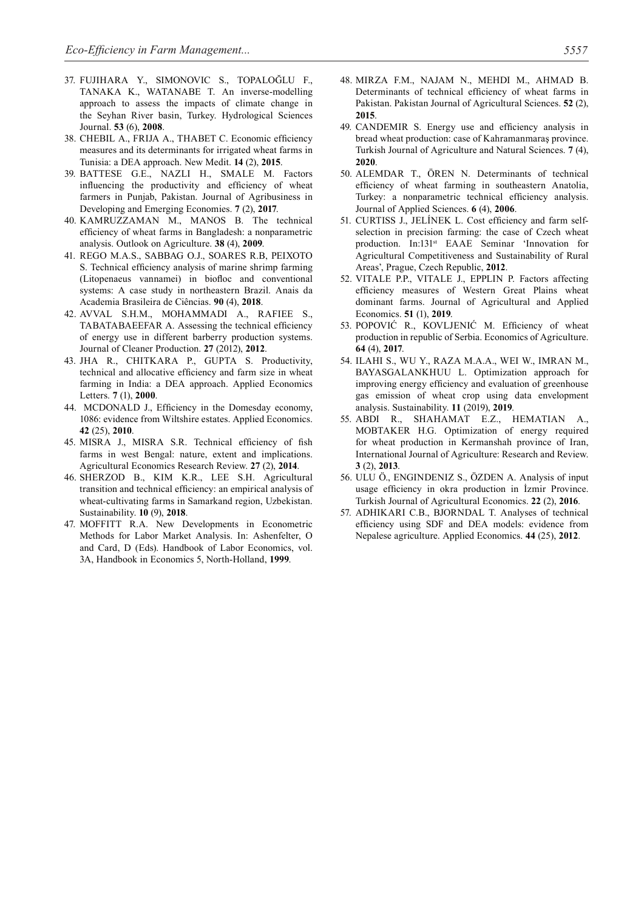37. FUJIHARA Y., SIMONOVIC S., TOPALOĞLU F., TANAKA K., WATANABE T. An inverse-modelling approach to assess the impacts of climate change in the Seyhan River basin, Turkey. Hydrological Sciences Journal. **53** (6), **2008**.
38. CHEBIL A., FRIJA A., THABET C. Economic efficiency measures and its determinants for irrigated wheat farms in Tunisia: a DEA approach. New Medit. **14** (2), **2015**.
39. BATTESE G.E., NAZLI H., SMALE M. Factors influencing the productivity and efficiency of wheat farmers in Punjab, Pakistan. Journal of Agribusiness in Developing and Emerging Economies. **7** (2), **2017**.
40. KAMRUZZAMAN M., MANOS B. The technical efficiency of wheat farms in Bangladesh: a nonparametric analysis. Outlook on Agriculture. **38** (4), **2009**.
41. REGO M.A.S., SABBAG O.J., SOARES R.B, PEIXOTO S. Technical efficiency analysis of marine shrimp farming (Litopenaeus vannamei) in biofloc and conventional systems: A case study in northeastern Brazil. Anais da Academia Brasileira de Ciências. **90** (4), **2018**.
42. AVVAL S.H.M., MOHAMMADI A., RAFIEE S., TABATABAEEFAR A. Assessing the technical efficiency of energy use in different barberry production systems. Journal of Cleaner Production. **27** (2012), **2012**.
43. JHA R., CHITKARA P., GUPTA S. Productivity, technical and allocative efficiency and farm size in wheat farming in India: a DEA approach. Applied Economics Letters. **7** (1), **2000**.
44. MCDONALD J., Efficiency in the Domesday economy, 1086: evidence from Wiltshire estates. Applied Economics. **42** (25), **2010**.
45. MISRA J., MISRA S.R. Technical efficiency of fish farms in west Bengal: nature, extent and implications. Agricultural Economics Research Review. **27** (2), **2014**.
46. SHERZOD B., KIM K.R., LEE S.H. Agricultural transition and technical efficiency: an empirical analysis of wheat-cultivating farms in Samarkand region, Uzbekistan. Sustainability. **10** (9), **2018**.
47. MOFFITT R.A. New Developments in Econometric Methods for Labor Market Analysis. In: Ashenfelter, O and Card, D (Eds). Handbook of Labor Economics, vol. 3A, Handbook in Economics 5, North-Holland, **1999**.
48. MIRZA F.M., NAJAM N., MEHDI M., AHMAD B. Determinants of technical efficiency of wheat farms in Pakistan. Pakistan Journal of Agricultural Sciences. **52** (2), **2015**.
49. CANDEMIR S. Energy use and efficiency analysis in bread wheat production: case of Kahramanmaraş province. Turkish Journal of Agriculture and Natural Sciences. **7** (4), **2020**.
50. ALEMDAR T., ÖREN N. Determinants of technical efficiency of wheat farming in southeastern Anatolia, Turkey: a nonparametric technical efficiency analysis. Journal of Applied Sciences. **6** (4), **2006**.
51. CURTISS J., JELÍNEK L. Cost efficiency and farm self-selection in precision farming: the case of Czech wheat production. In:131st EAAE Seminar 'Innovation for Agricultural Competitiveness and Sustainability of Rural Areas', Prague, Czech Republic, **2012**.
52. VITALE P.P., VITALE J., EPPLIN P. Factors affecting efficiency measures of Western Great Plains wheat dominant farms. Journal of Agricultural and Applied Economics. **51** (1), **2019**.
53. POPOVIĆ R., KOVLJENIĆ M. Efficiency of wheat production in republic of Serbia. Economics of Agriculture. **64** (4), **2017**.
54. ILAHI S., WU Y., RAZA M.A.A., WEI W., IMRAN M., BAYASGALANKHUU L. Optimization approach for improving energy efficiency and evaluation of greenhouse gas emission of wheat crop using data envelopment analysis. Sustainability. **11** (2019), **2019**.
55. ABDI R., SHAHAMAT E.Z., HEMATIAN A., MOBTAKER H.G. Optimization of energy required for wheat production in Kermanshah province of Iran, International Journal of Agriculture: Research and Review. **3** (2), **2013**.
56. ULU Ö., ENGINDENIZ S., ÖZDEN A. Analysis of input usage efficiency in okra production in İzmir Province. Turkish Journal of Agricultural Economics. **22** (2), **2016**.
57. ADHIKARI C.B., BJORNDAL T. Analyses of technical efficiency using SDF and DEA models: evidence from Nepalese agriculture. Applied Economics. **44** (25), **2012**.